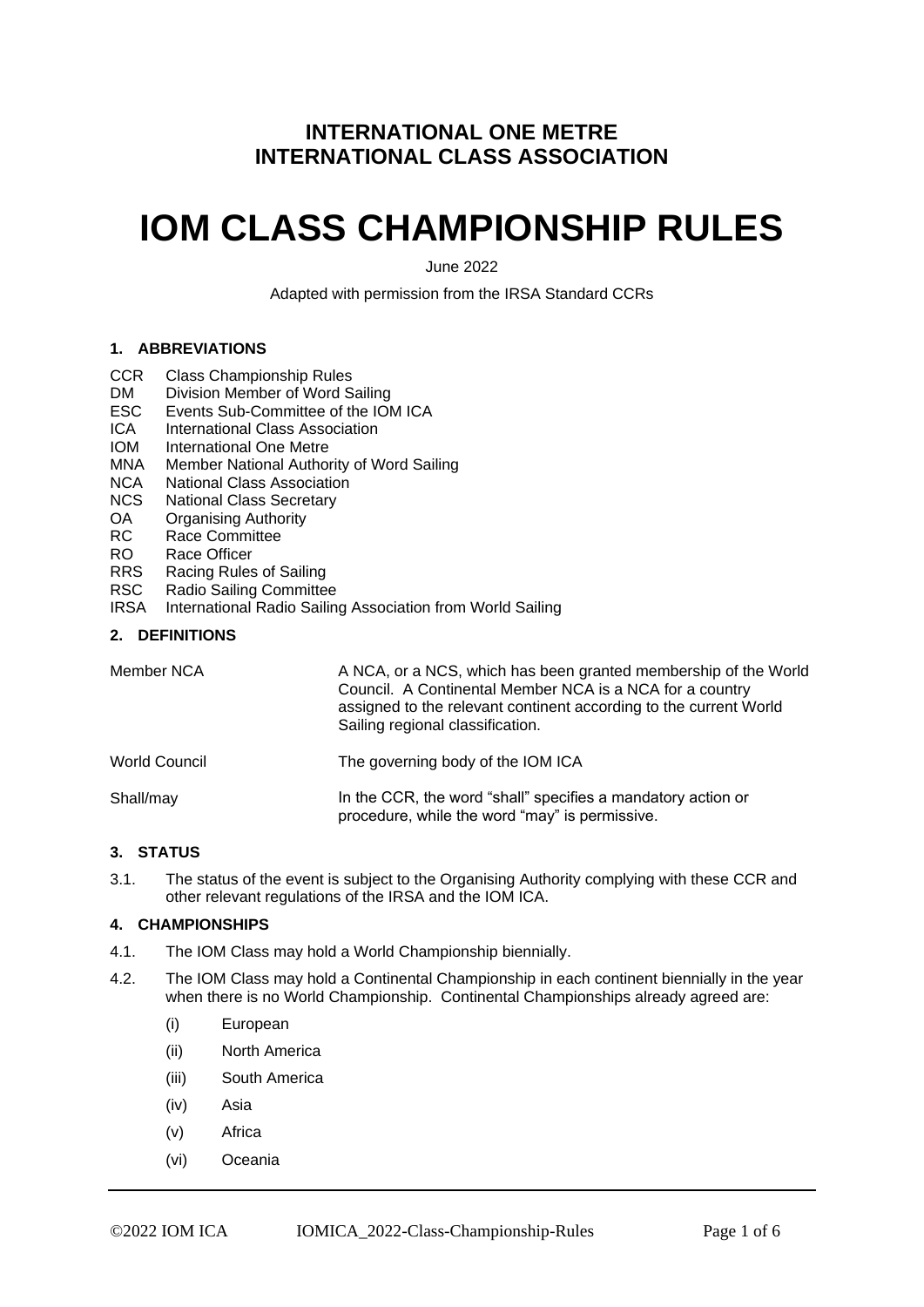## INTERNATIONAL ONE METRE
## INTERNATIONAL CLASS ASSOCIATION

# IOM CLASS CHAMPIONSHIP RULES

June 2022

Adapted with permission from the IRSA Standard CCRs

### 1. ABBREVIATIONS

| | |
|---|---|
| CCR | Class Championship Rules |
| DM | Division Member of Word Sailing |
| ESC | Events Sub-Committee of the IOM ICA |
| ICA | International Class Association |
| IOM | International One Metre |
| MNA | Member National Authority of Word Sailing |
| NCA | National Class Association |
| NCS | National Class Secretary |
| OA | Organising Authority |
| RC | Race Committee |
| RO | Race Officer |
| RRS | Racing Rules of Sailing |
| RSC | Radio Sailing Committee |
| IRSA | International Radio Sailing Association from World Sailing |

### 2. DEFINITIONS

| | |
|---|---|
| Member NCA | A NCA, or a NCS, which has been granted membership of the World Council. A Continental Member NCA is a NCA for a country assigned to the relevant continent according to the current World Sailing regional classification. |
| World Council | The governing body of the IOM ICA |
| Shall/may | In the CCR, the word "shall" specifies a mandatory action or procedure, while the word "may" is permissive. |

### 3. STATUS

3.1. The status of the event is subject to the Organising Authority complying with these CCR and other relevant regulations of the IRSA and the IOM ICA.

### 4. CHAMPIONSHIPS

4.1. The IOM Class may hold a World Championship biennially.

4.2. The IOM Class may hold a Continental Championship in each continent biennially in the year when there is no World Championship. Continental Championships already agreed are:

(i) European

(ii) North America

(iii) South America

(iv) Asia

(v) Africa

(vi) Oceania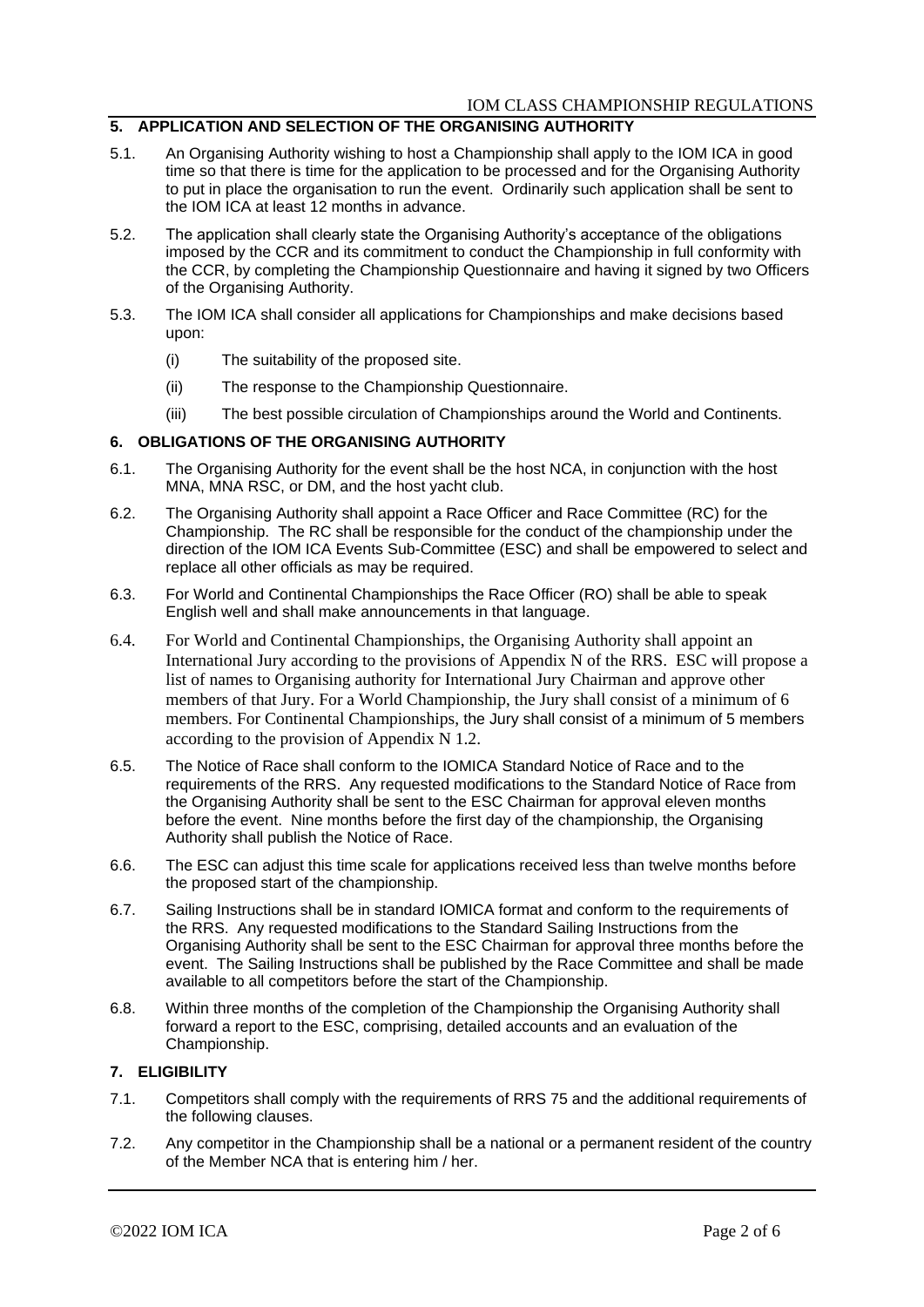## 5. APPLICATION AND SELECTION OF THE ORGANISING AUTHORITY

5.1. An Organising Authority wishing to host a Championship shall apply to the IOM ICA in good time so that there is time for the application to be processed and for the Organising Authority to put in place the organisation to run the event. Ordinarily such application shall be sent to the IOM ICA at least 12 months in advance.

5.2. The application shall clearly state the Organising Authority's acceptance of the obligations imposed by the CCR and its commitment to conduct the Championship in full conformity with the CCR, by completing the Championship Questionnaire and having it signed by two Officers of the Organising Authority.

5.3. The IOM ICA shall consider all applications for Championships and make decisions based upon:

(i) The suitability of the proposed site.

(ii) The response to the Championship Questionnaire.

(iii) The best possible circulation of Championships around the World and Continents.

## 6. OBLIGATIONS OF THE ORGANISING AUTHORITY

6.1. The Organising Authority for the event shall be the host NCA, in conjunction with the host MNA, MNA RSC, or DM, and the host yacht club.

6.2. The Organising Authority shall appoint a Race Officer and Race Committee (RC) for the Championship. The RC shall be responsible for the conduct of the championship under the direction of the IOM ICA Events Sub-Committee (ESC) and shall be empowered to select and replace all other officials as may be required.

6.3. For World and Continental Championships the Race Officer (RO) shall be able to speak English well and shall make announcements in that language.

6.4. For World and Continental Championships, the Organising Authority shall appoint an International Jury according to the provisions of Appendix N of the RRS. ESC will propose a list of names to Organising authority for International Jury Chairman and approve other members of that Jury. For a World Championship, the Jury shall consist of a minimum of 6 members. For Continental Championships, the Jury shall consist of a minimum of 5 members according to the provision of Appendix N 1.2.

6.5. The Notice of Race shall conform to the IOMICA Standard Notice of Race and to the requirements of the RRS. Any requested modifications to the Standard Notice of Race from the Organising Authority shall be sent to the ESC Chairman for approval eleven months before the event. Nine months before the first day of the championship, the Organising Authority shall publish the Notice of Race.

6.6. The ESC can adjust this time scale for applications received less than twelve months before the proposed start of the championship.

6.7. Sailing Instructions shall be in standard IOMICA format and conform to the requirements of the RRS. Any requested modifications to the Standard Sailing Instructions from the Organising Authority shall be sent to the ESC Chairman for approval three months before the event. The Sailing Instructions shall be published by the Race Committee and shall be made available to all competitors before the start of the Championship.

6.8. Within three months of the completion of the Championship the Organising Authority shall forward a report to the ESC, comprising, detailed accounts and an evaluation of the Championship.

## 7. ELIGIBILITY

7.1. Competitors shall comply with the requirements of RRS 75 and the additional requirements of the following clauses.

7.2. Any competitor in the Championship shall be a national or a permanent resident of the country of the Member NCA that is entering him / her.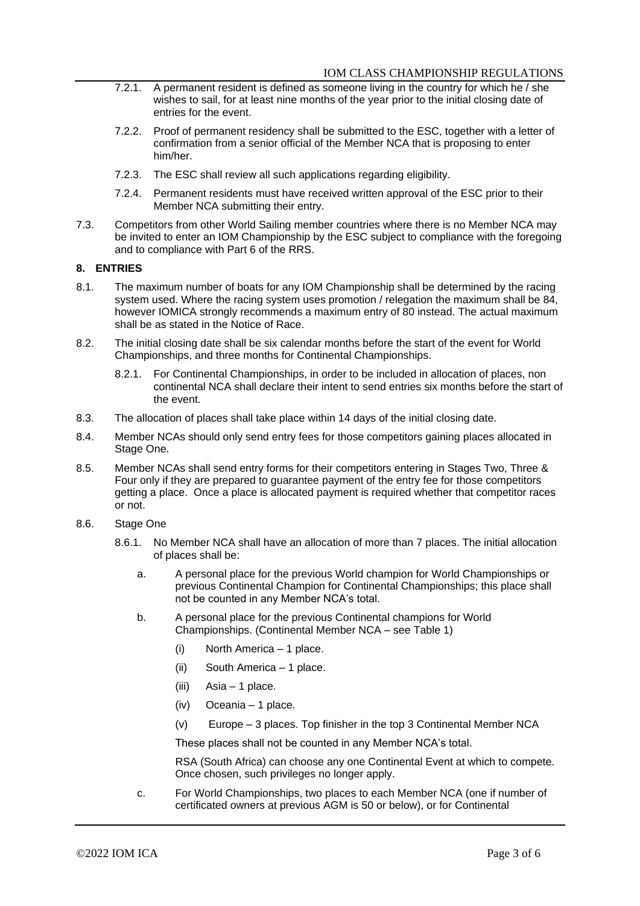7.2.1. A permanent resident is defined as someone living in the country for which he / she wishes to sail, for at least nine months of the year prior to the initial closing date of entries for the event.

7.2.2. Proof of permanent residency shall be submitted to the ESC, together with a letter of confirmation from a senior official of the Member NCA that is proposing to enter him/her.

7.2.3. The ESC shall review all such applications regarding eligibility.

7.2.4. Permanent residents must have received written approval of the ESC prior to their Member NCA submitting their entry.

7.3. Competitors from other World Sailing member countries where there is no Member NCA may be invited to enter an IOM Championship by the ESC subject to compliance with the foregoing and to compliance with Part 6 of the RRS.

## 8. ENTRIES

8.1. The maximum number of boats for any IOM Championship shall be determined by the racing system used. Where the racing system uses promotion / relegation the maximum shall be 84, however IOMICA strongly recommends a maximum entry of 80 instead. The actual maximum shall be as stated in the Notice of Race.

8.2. The initial closing date shall be six calendar months before the start of the event for World Championships, and three months for Continental Championships.

8.2.1. For Continental Championships, in order to be included in allocation of places, non continental NCA shall declare their intent to send entries six months before the start of the event.

8.3. The allocation of places shall take place within 14 days of the initial closing date.

8.4. Member NCAs should only send entry fees for those competitors gaining places allocated in Stage One.

8.5. Member NCAs shall send entry forms for their competitors entering in Stages Two, Three & Four only if they are prepared to guarantee payment of the entry fee for those competitors getting a place. Once a place is allocated payment is required whether that competitor races or not.

8.6. Stage One

8.6.1. No Member NCA shall have an allocation of more than 7 places. The initial allocation of places shall be:

a. A personal place for the previous World champion for World Championships or previous Continental Champion for Continental Championships; this place shall not be counted in any Member NCA's total.

b. A personal place for the previous Continental champions for World Championships. (Continental Member NCA – see Table 1)

(i) North America – 1 place.

(ii) South America – 1 place.

(iii) Asia – 1 place.

(iv) Oceania – 1 place.

(v) Europe – 3 places. Top finisher in the top 3 Continental Member NCA

These places shall not be counted in any Member NCA's total.

RSA (South Africa) can choose any one Continental Event at which to compete. Once chosen, such privileges no longer apply.

c. For World Championships, two places to each Member NCA (one if number of certificated owners at previous AGM is 50 or below), or for Continental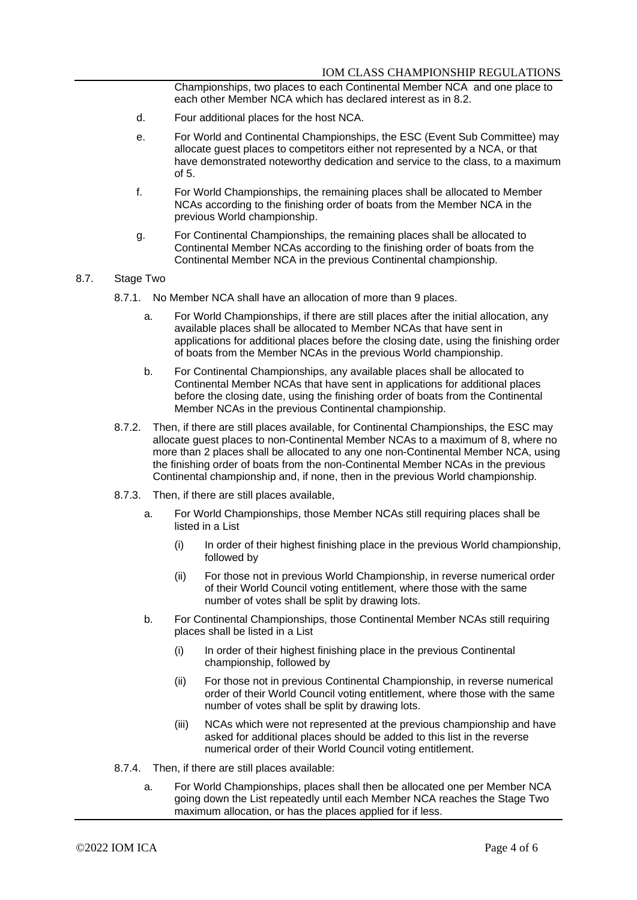Championships, two places to each Continental Member NCA and one place to each other Member NCA which has declared interest as in 8.2.

d. Four additional places for the host NCA.

e. For World and Continental Championships, the ESC (Event Sub Committee) may allocate guest places to competitors either not represented by a NCA, or that have demonstrated noteworthy dedication and service to the class, to a maximum of 5.

f. For World Championships, the remaining places shall be allocated to Member NCAs according to the finishing order of boats from the Member NCA in the previous World championship.

g. For Continental Championships, the remaining places shall be allocated to Continental Member NCAs according to the finishing order of boats from the Continental Member NCA in the previous Continental championship.

8.7. Stage Two

8.7.1. No Member NCA shall have an allocation of more than 9 places.

a. For World Championships, if there are still places after the initial allocation, any available places shall be allocated to Member NCAs that have sent in applications for additional places before the closing date, using the finishing order of boats from the Member NCAs in the previous World championship.

b. For Continental Championships, any available places shall be allocated to Continental Member NCAs that have sent in applications for additional places before the closing date, using the finishing order of boats from the Continental Member NCAs in the previous Continental championship.

8.7.2. Then, if there are still places available, for Continental Championships, the ESC may allocate guest places to non-Continental Member NCAs to a maximum of 8, where no more than 2 places shall be allocated to any one non-Continental Member NCA, using the finishing order of boats from the non-Continental Member NCAs in the previous Continental championship and, if none, then in the previous World championship.

8.7.3. Then, if there are still places available,

a. For World Championships, those Member NCAs still requiring places shall be listed in a List

(i) In order of their highest finishing place in the previous World championship, followed by

(ii) For those not in previous World Championship, in reverse numerical order of their World Council voting entitlement, where those with the same number of votes shall be split by drawing lots.

b. For Continental Championships, those Continental Member NCAs still requiring places shall be listed in a List

(i) In order of their highest finishing place in the previous Continental championship, followed by

(ii) For those not in previous Continental Championship, in reverse numerical order of their World Council voting entitlement, where those with the same number of votes shall be split by drawing lots.

(iii) NCAs which were not represented at the previous championship and have asked for additional places should be added to this list in the reverse numerical order of their World Council voting entitlement.

8.7.4. Then, if there are still places available:

a. For World Championships, places shall then be allocated one per Member NCA going down the List repeatedly until each Member NCA reaches the Stage Two maximum allocation, or has the places applied for if less.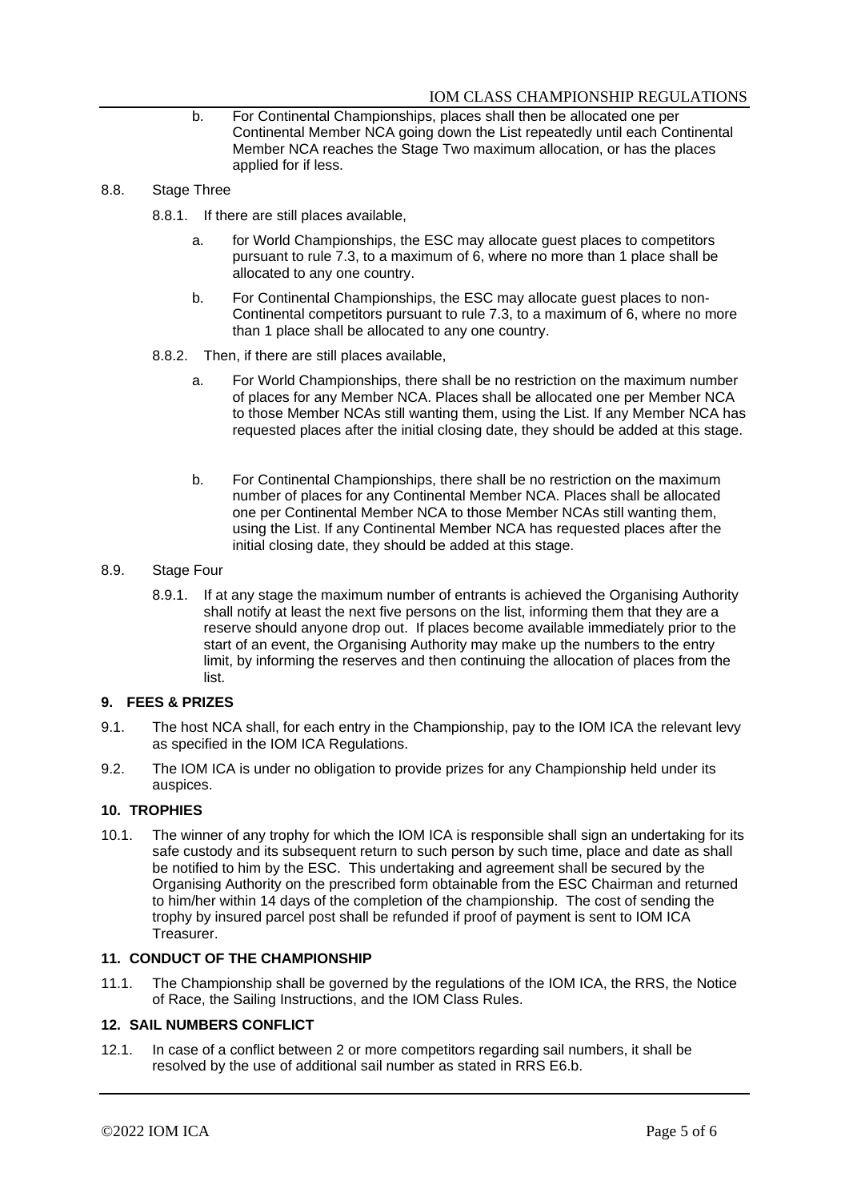b. For Continental Championships, places shall then be allocated one per Continental Member NCA going down the List repeatedly until each Continental Member NCA reaches the Stage Two maximum allocation, or has the places applied for if less.

8.8. Stage Three

8.8.1. If there are still places available,

a. for World Championships, the ESC may allocate guest places to competitors pursuant to rule 7.3, to a maximum of 6, where no more than 1 place shall be allocated to any one country.

b. For Continental Championships, the ESC may allocate guest places to non-Continental competitors pursuant to rule 7.3, to a maximum of 6, where no more than 1 place shall be allocated to any one country.

8.8.2. Then, if there are still places available,

a. For World Championships, there shall be no restriction on the maximum number of places for any Member NCA. Places shall be allocated one per Member NCA to those Member NCAs still wanting them, using the List. If any Member NCA has requested places after the initial closing date, they should be added at this stage.

b. For Continental Championships, there shall be no restriction on the maximum number of places for any Continental Member NCA. Places shall be allocated one per Continental Member NCA to those Member NCAs still wanting them, using the List. If any Continental Member NCA has requested places after the initial closing date, they should be added at this stage.

8.9. Stage Four

8.9.1. If at any stage the maximum number of entrants is achieved the Organising Authority shall notify at least the next five persons on the list, informing them that they are a reserve should anyone drop out. If places become available immediately prior to the start of an event, the Organising Authority may make up the numbers to the entry limit, by informing the reserves and then continuing the allocation of places from the list.

### 9. FEES & PRIZES

9.1. The host NCA shall, for each entry in the Championship, pay to the IOM ICA the relevant levy as specified in the IOM ICA Regulations.

9.2. The IOM ICA is under no obligation to provide prizes for any Championship held under its auspices.

### 10. TROPHIES

10.1. The winner of any trophy for which the IOM ICA is responsible shall sign an undertaking for its safe custody and its subsequent return to such person by such time, place and date as shall be notified to him by the ESC. This undertaking and agreement shall be secured by the Organising Authority on the prescribed form obtainable from the ESC Chairman and returned to him/her within 14 days of the completion of the championship. The cost of sending the trophy by insured parcel post shall be refunded if proof of payment is sent to IOM ICA Treasurer.

### 11. CONDUCT OF THE CHAMPIONSHIP

11.1. The Championship shall be governed by the regulations of the IOM ICA, the RRS, the Notice of Race, the Sailing Instructions, and the IOM Class Rules.

### 12. SAIL NUMBERS CONFLICT

12.1. In case of a conflict between 2 or more competitors regarding sail numbers, it shall be resolved by the use of additional sail number as stated in RRS E6.b.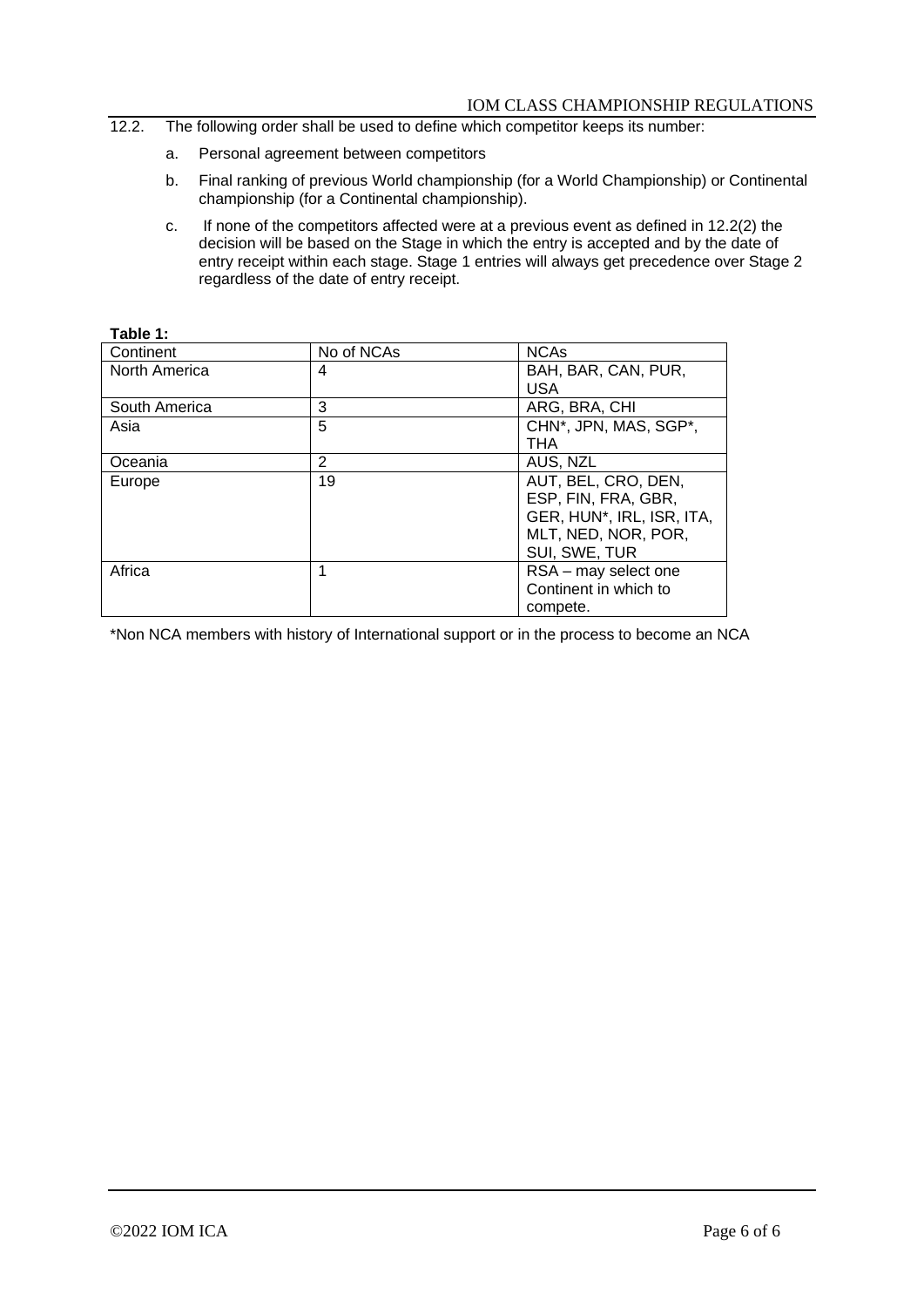12.2. The following order shall be used to define which competitor keeps its number:

a. Personal agreement between competitors

b. Final ranking of previous World championship (for a World Championship) or Continental championship (for a Continental championship).

c. If none of the competitors affected were at a previous event as defined in 12.2(2) the decision will be based on the Stage in which the entry is accepted and by the date of entry receipt within each stage. Stage 1 entries will always get precedence over Stage 2 regardless of the date of entry receipt.

**Table 1:**

| Continent | No of NCAs | NCAs |
|---|---|---|
| North America | 4 | BAH, BAR, CAN, PUR, USA |
| South America | 3 | ARG, BRA, CHI |
| Asia | 5 | CHN*, JPN, MAS, SGP*, THA |
| Oceania | 2 | AUS, NZL |
| Europe | 19 | AUT, BEL, CRO, DEN, ESP, FIN, FRA, GBR, GER, HUN*, IRL, ISR, ITA, MLT, NED, NOR, POR, SUI, SWE, TUR |
| Africa | 1 | RSA – may select one Continent in which to compete. |

*Non NCA members with history of International support or in the process to become an NCA